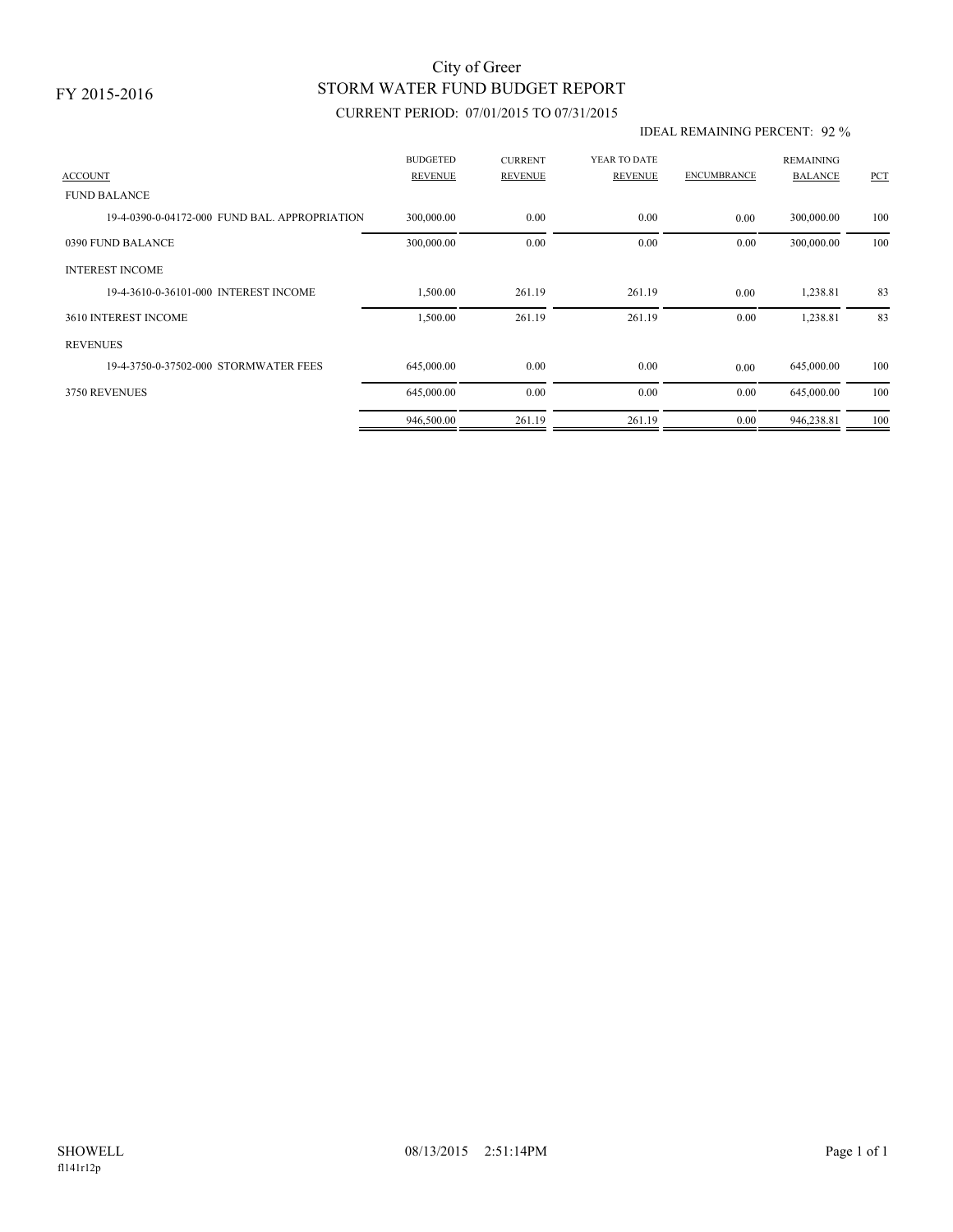# City of Greer

## STORM WATER FUND BUDGET REPORT

FY 2015-2016

CURRENT PERIOD: 07/01/2015 TO 07/31/2015

IDEAL REMAINING PERCENT: 92 %

| ACCOUNT | BUDGETED REVENUE | CURRENT REVENUE | YEAR TO DATE REVENUE | ENCUMBRANCE | REMAINING BALANCE | PCT |
|---|---|---|---|---|---|---|
| FUND BALANCE | | | | | | |
| 19-4-0390-0-04172-000 FUND BAL. APPROPRIATION | 300,000.00 | 0.00 | 0.00 | 0.00 | 300,000.00 | 100 |
| 0390 FUND BALANCE | 300,000.00 | 0.00 | 0.00 | 0.00 | 300,000.00 | 100 |
| INTEREST INCOME | | | | | | |
| 19-4-3610-0-36101-000 INTEREST INCOME | 1,500.00 | 261.19 | 261.19 | 0.00 | 1,238.81 | 83 |
| 3610 INTEREST INCOME | 1,500.00 | 261.19 | 261.19 | 0.00 | 1,238.81 | 83 |
| REVENUES | | | | | | |
| 19-4-3750-0-37502-000 STORMWATER FEES | 645,000.00 | 0.00 | 0.00 | 0.00 | 645,000.00 | 100 |
| 3750 REVENUES | 645,000.00 | 0.00 | 0.00 | 0.00 | 645,000.00 | 100 |
| | 946,500.00 | 261.19 | 261.19 | 0.00 | 946,238.81 | 100 |

SHOWELL 08/13/2015 2:51:14PM

fl141r12p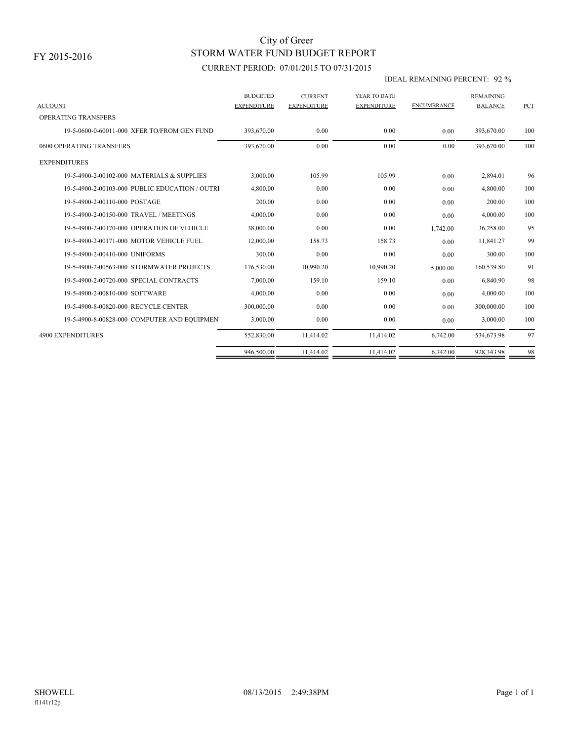FY 2015-2016

# City of Greer
## STORM WATER FUND BUDGET REPORT
### CURRENT PERIOD: 07/01/2015 TO 07/31/2015

IDEAL REMAINING PERCENT: 92 %

| ACCOUNT | BUDGETED EXPENDITURE | CURRENT EXPENDITURE | YEAR TO DATE EXPENDITURE | ENCUMBRANCE | REMAINING BALANCE | PCT |
|---|---|---|---|---|---|---|
| OPERATING TRANSFERS | | | | | | |
| 19-5-0600-0-60011-000 XFER TO/FROM GEN FUND | 393,670.00 | 0.00 | 0.00 | 0.00 | 393,670.00 | 100 |
| 0600 OPERATING TRANSFERS | 393,670.00 | 0.00 | 0.00 | 0.00 | 393,670.00 | 100 |
| EXPENDITURES | | | | | | |
| 19-5-4900-2-00102-000 MATERIALS & SUPPLIES | 3,000.00 | 105.99 | 105.99 | 0.00 | 2,894.01 | 96 |
| 19-5-4900-2-00103-000 PUBLIC EDUCATION / OUTRI | 4,800.00 | 0.00 | 0.00 | 0.00 | 4,800.00 | 100 |
| 19-5-4900-2-00110-000 POSTAGE | 200.00 | 0.00 | 0.00 | 0.00 | 200.00 | 100 |
| 19-5-4900-2-00150-000 TRAVEL / MEETINGS | 4,000.00 | 0.00 | 0.00 | 0.00 | 4,000.00 | 100 |
| 19-5-4900-2-00170-000 OPERATION OF VEHICLE | 38,000.00 | 0.00 | 0.00 | 1,742.00 | 36,258.00 | 95 |
| 19-5-4900-2-00171-000 MOTOR VEHICLE FUEL | 12,000.00 | 158.73 | 158.73 | 0.00 | 11,841.27 | 99 |
| 19-5-4900-2-00410-000 UNIFORMS | 300.00 | 0.00 | 0.00 | 0.00 | 300.00 | 100 |
| 19-5-4900-2-00563-000 STORMWATER PROJECTS | 176,530.00 | 10,990.20 | 10,990.20 | 5,000.00 | 160,539.80 | 91 |
| 19-5-4900-2-00720-000 SPECIAL CONTRACTS | 7,000.00 | 159.10 | 159.10 | 0.00 | 6,840.90 | 98 |
| 19-5-4900-2-00810-000 SOFTWARE | 4,000.00 | 0.00 | 0.00 | 0.00 | 4,000.00 | 100 |
| 19-5-4900-8-00820-000 RECYCLE CENTER | 300,000.00 | 0.00 | 0.00 | 0.00 | 300,000.00 | 100 |
| 19-5-4900-8-00828-000 COMPUTER AND EQUIPMEN | 3,000.00 | 0.00 | 0.00 | 0.00 | 3,000.00 | 100 |
| 4900 EXPENDITURES | 552,830.00 | 11,414.02 | 11,414.02 | 6,742.00 | 534,673.98 | 97 |
| | 946,500.00 | 11,414.02 | 11,414.02 | 6,742.00 | 928,343.98 | 98 |

SHOWELL 08/13/2015 2:49:38PM

fl141r12p